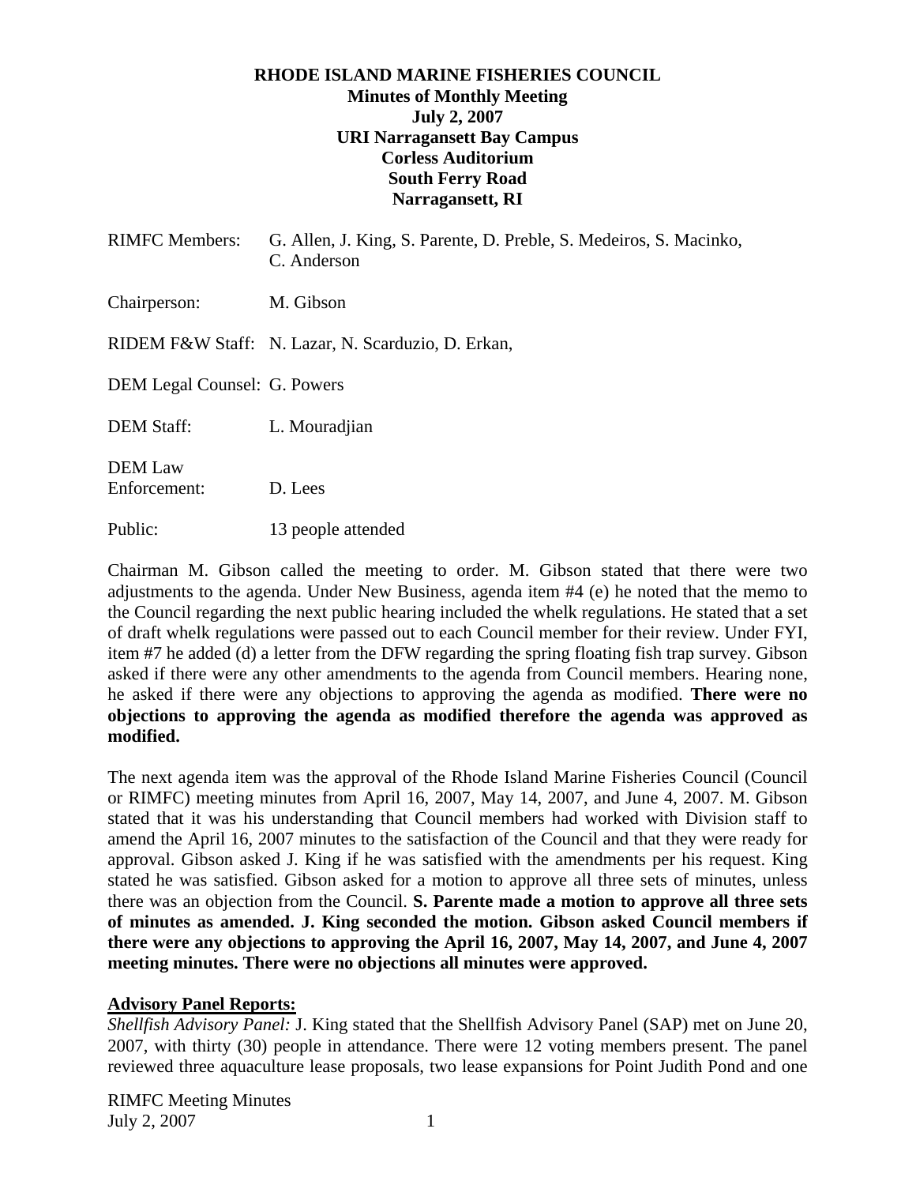**RHODE ISLAND MARINE FISHERIES COUNCIL**
**Minutes of Monthly Meeting**
**July 2, 2007**
**URI Narragansett Bay Campus**
**Corless Auditorium**
**South Ferry Road**
**Narragansett, RI**

RIMFC Members: G. Allen, J. King, S. Parente, D. Preble, S. Medeiros, S. Macinko, C. Anderson

Chairperson: M. Gibson

RIDEM F&W Staff: N. Lazar, N. Scarduzio, D. Erkan,

DEM Legal Counsel: G. Powers

DEM Staff: L. Mouradjian

DEM Law Enforcement: D. Lees

Public: 13 people attended

Chairman M. Gibson called the meeting to order. M. Gibson stated that there were two adjustments to the agenda. Under New Business, agenda item #4 (e) he noted that the memo to the Council regarding the next public hearing included the whelk regulations. He stated that a set of draft whelk regulations were passed out to each Council member for their review. Under FYI, item #7 he added (d) a letter from the DFW regarding the spring floating fish trap survey. Gibson asked if there were any other amendments to the agenda from Council members. Hearing none, he asked if there were any objections to approving the agenda as modified. **There were no objections to approving the agenda as modified therefore the agenda was approved as modified.**

The next agenda item was the approval of the Rhode Island Marine Fisheries Council (Council or RIMFC) meeting minutes from April 16, 2007, May 14, 2007, and June 4, 2007. M. Gibson stated that it was his understanding that Council members had worked with Division staff to amend the April 16, 2007 minutes to the satisfaction of the Council and that they were ready for approval. Gibson asked J. King if he was satisfied with the amendments per his request. King stated he was satisfied. Gibson asked for a motion to approve all three sets of minutes, unless there was an objection from the Council. **S. Parente made a motion to approve all three sets of minutes as amended. J. King seconded the motion. Gibson asked Council members if there were any objections to approving the April 16, 2007, May 14, 2007, and June 4, 2007 meeting minutes. There were no objections all minutes were approved.**

**Advisory Panel Reports:**

*Shellfish Advisory Panel:* J. King stated that the Shellfish Advisory Panel (SAP) met on June 20, 2007, with thirty (30) people in attendance. There were 12 voting members present. The panel reviewed three aquaculture lease proposals, two lease expansions for Point Judith Pond and one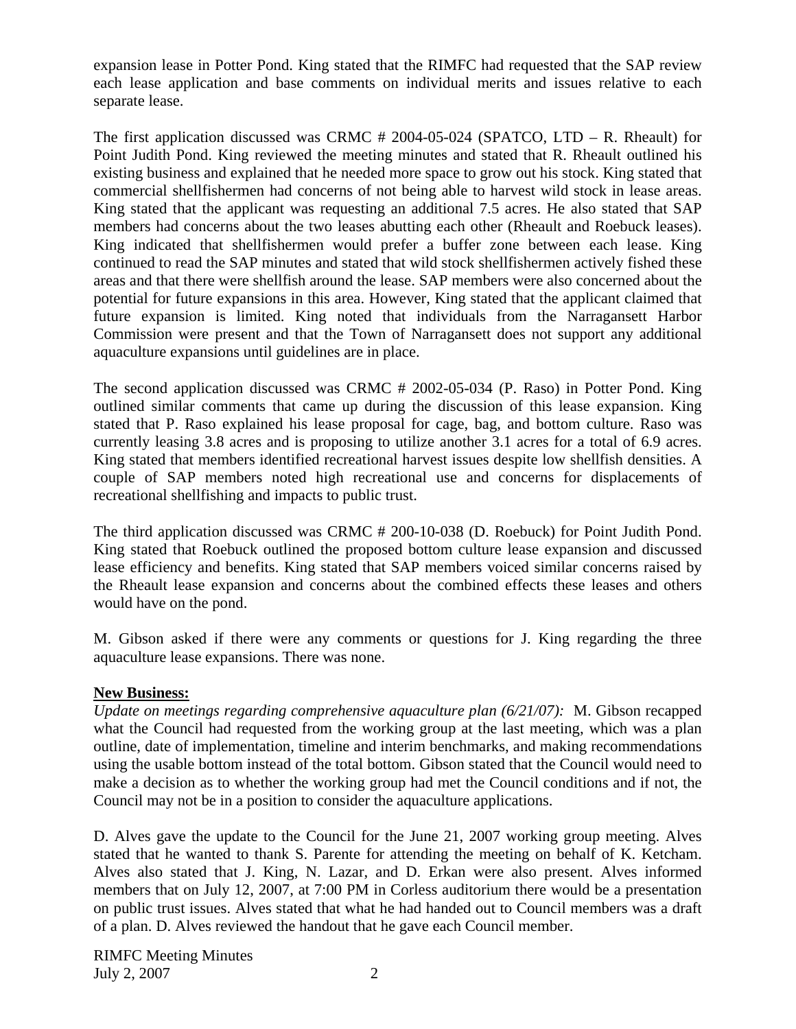expansion lease in Potter Pond. King stated that the RIMFC had requested that the SAP review each lease application and base comments on individual merits and issues relative to each separate lease.

The first application discussed was CRMC # 2004-05-024 (SPATCO, LTD – R. Rheault) for Point Judith Pond. King reviewed the meeting minutes and stated that R. Rheault outlined his existing business and explained that he needed more space to grow out his stock. King stated that commercial shellfishermen had concerns of not being able to harvest wild stock in lease areas. King stated that the applicant was requesting an additional 7.5 acres. He also stated that SAP members had concerns about the two leases abutting each other (Rheault and Roebuck leases). King indicated that shellfishermen would prefer a buffer zone between each lease. King continued to read the SAP minutes and stated that wild stock shellfishermen actively fished these areas and that there were shellfish around the lease. SAP members were also concerned about the potential for future expansions in this area. However, King stated that the applicant claimed that future expansion is limited. King noted that individuals from the Narragansett Harbor Commission were present and that the Town of Narragansett does not support any additional aquaculture expansions until guidelines are in place.

The second application discussed was CRMC # 2002-05-034 (P. Raso) in Potter Pond. King outlined similar comments that came up during the discussion of this lease expansion. King stated that P. Raso explained his lease proposal for cage, bag, and bottom culture. Raso was currently leasing 3.8 acres and is proposing to utilize another 3.1 acres for a total of 6.9 acres. King stated that members identified recreational harvest issues despite low shellfish densities. A couple of SAP members noted high recreational use and concerns for displacements of recreational shellfishing and impacts to public trust.

The third application discussed was CRMC # 200-10-038 (D. Roebuck) for Point Judith Pond. King stated that Roebuck outlined the proposed bottom culture lease expansion and discussed lease efficiency and benefits. King stated that SAP members voiced similar concerns raised by the Rheault lease expansion and concerns about the combined effects these leases and others would have on the pond.

M. Gibson asked if there were any comments or questions for J. King regarding the three aquaculture lease expansions. There was none.

**New Business:**

*Update on meetings regarding comprehensive aquaculture plan (6/21/07):* M. Gibson recapped what the Council had requested from the working group at the last meeting, which was a plan outline, date of implementation, timeline and interim benchmarks, and making recommendations using the usable bottom instead of the total bottom. Gibson stated that the Council would need to make a decision as to whether the working group had met the Council conditions and if not, the Council may not be in a position to consider the aquaculture applications.

D. Alves gave the update to the Council for the June 21, 2007 working group meeting. Alves stated that he wanted to thank S. Parente for attending the meeting on behalf of K. Ketcham. Alves also stated that J. King, N. Lazar, and D. Erkan were also present. Alves informed members that on July 12, 2007, at 7:00 PM in Corless auditorium there would be a presentation on public trust issues. Alves stated that what he had handed out to Council members was a draft of a plan. D. Alves reviewed the handout that he gave each Council member.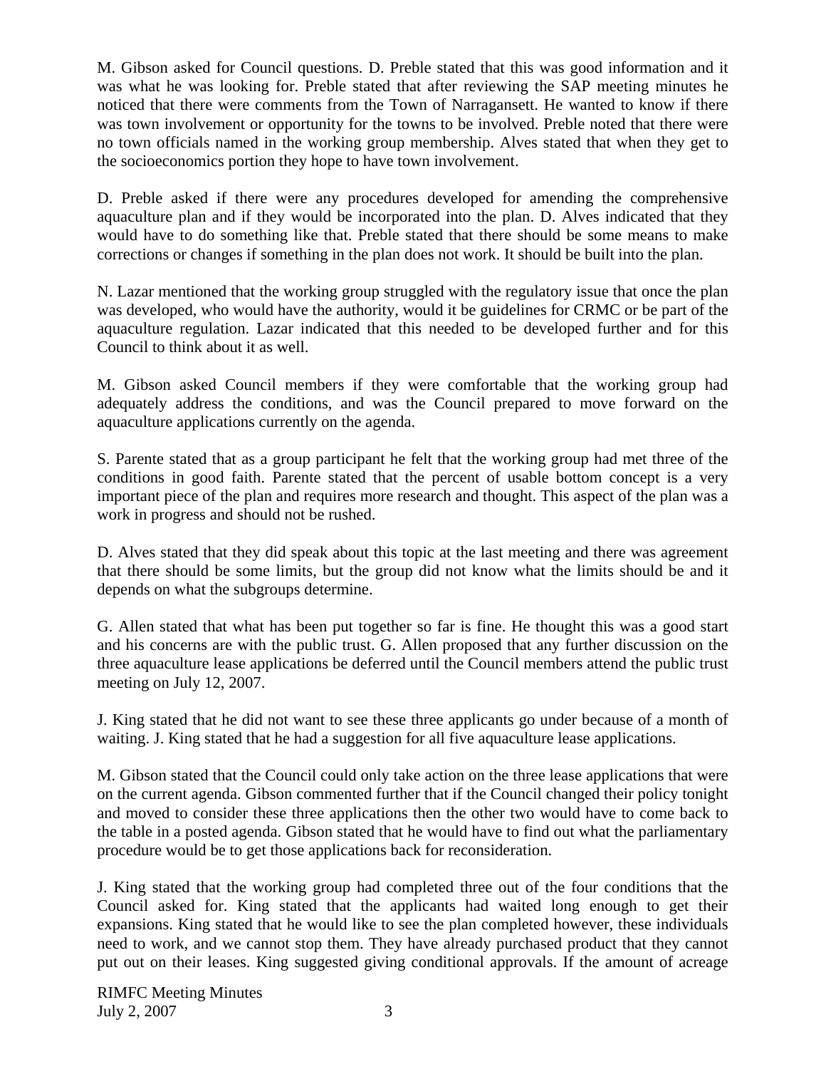M. Gibson asked for Council questions. D. Preble stated that this was good information and it was what he was looking for. Preble stated that after reviewing the SAP meeting minutes he noticed that there were comments from the Town of Narragansett. He wanted to know if there was town involvement or opportunity for the towns to be involved. Preble noted that there were no town officials named in the working group membership. Alves stated that when they get to the socioeconomics portion they hope to have town involvement.

D. Preble asked if there were any procedures developed for amending the comprehensive aquaculture plan and if they would be incorporated into the plan. D. Alves indicated that they would have to do something like that. Preble stated that there should be some means to make corrections or changes if something in the plan does not work. It should be built into the plan.

N. Lazar mentioned that the working group struggled with the regulatory issue that once the plan was developed, who would have the authority, would it be guidelines for CRMC or be part of the aquaculture regulation. Lazar indicated that this needed to be developed further and for this Council to think about it as well.

M. Gibson asked Council members if they were comfortable that the working group had adequately address the conditions, and was the Council prepared to move forward on the aquaculture applications currently on the agenda.

S. Parente stated that as a group participant he felt that the working group had met three of the conditions in good faith. Parente stated that the percent of usable bottom concept is a very important piece of the plan and requires more research and thought. This aspect of the plan was a work in progress and should not be rushed.

D. Alves stated that they did speak about this topic at the last meeting and there was agreement that there should be some limits, but the group did not know what the limits should be and it depends on what the subgroups determine.

G. Allen stated that what has been put together so far is fine. He thought this was a good start and his concerns are with the public trust. G. Allen proposed that any further discussion on the three aquaculture lease applications be deferred until the Council members attend the public trust meeting on July 12, 2007.

J. King stated that he did not want to see these three applicants go under because of a month of waiting. J. King stated that he had a suggestion for all five aquaculture lease applications.

M. Gibson stated that the Council could only take action on the three lease applications that were on the current agenda. Gibson commented further that if the Council changed their policy tonight and moved to consider these three applications then the other two would have to come back to the table in a posted agenda. Gibson stated that he would have to find out what the parliamentary procedure would be to get those applications back for reconsideration.

J. King stated that the working group had completed three out of the four conditions that the Council asked for. King stated that the applicants had waited long enough to get their expansions. King stated that he would like to see the plan completed however, these individuals need to work, and we cannot stop them. They have already purchased product that they cannot put out on their leases. King suggested giving conditional approvals. If the amount of acreage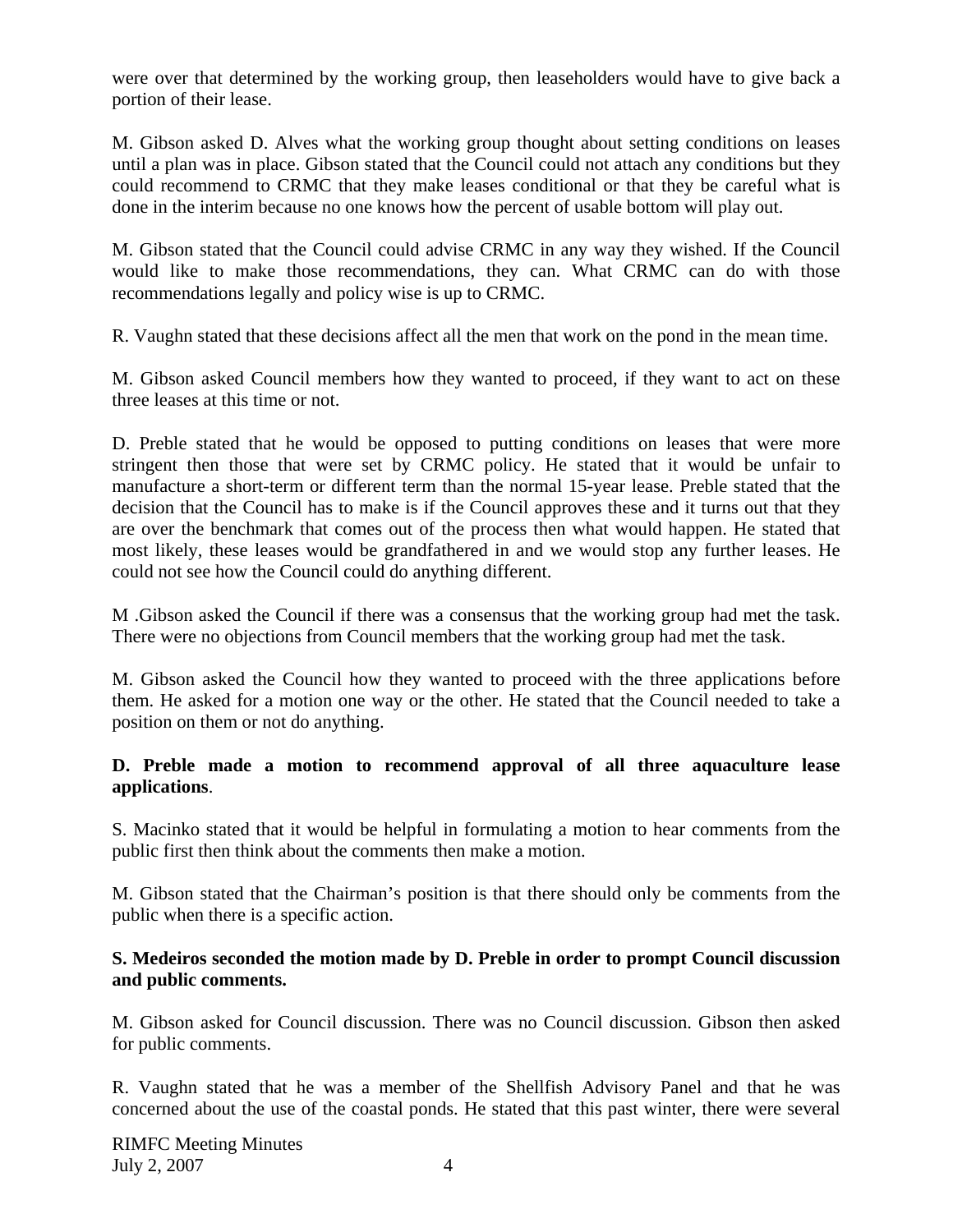were over that determined by the working group, then leaseholders would have to give back a portion of their lease.

M. Gibson asked D. Alves what the working group thought about setting conditions on leases until a plan was in place. Gibson stated that the Council could not attach any conditions but they could recommend to CRMC that they make leases conditional or that they be careful what is done in the interim because no one knows how the percent of usable bottom will play out.

M. Gibson stated that the Council could advise CRMC in any way they wished. If the Council would like to make those recommendations, they can. What CRMC can do with those recommendations legally and policy wise is up to CRMC.

R. Vaughn stated that these decisions affect all the men that work on the pond in the mean time.

M. Gibson asked Council members how they wanted to proceed, if they want to act on these three leases at this time or not.

D. Preble stated that he would be opposed to putting conditions on leases that were more stringent then those that were set by CRMC policy. He stated that it would be unfair to manufacture a short-term or different term than the normal 15-year lease. Preble stated that the decision that the Council has to make is if the Council approves these and it turns out that they are over the benchmark that comes out of the process then what would happen. He stated that most likely, these leases would be grandfathered in and we would stop any further leases. He could not see how the Council could do anything different.

M .Gibson asked the Council if there was a consensus that the working group had met the task. There were no objections from Council members that the working group had met the task.

M. Gibson asked the Council how they wanted to proceed with the three applications before them. He asked for a motion one way or the other. He stated that the Council needed to take a position on them or not do anything.

**D. Preble made a motion to recommend approval of all three aquaculture lease applications**.

S. Macinko stated that it would be helpful in formulating a motion to hear comments from the public first then think about the comments then make a motion.

M. Gibson stated that the Chairman's position is that there should only be comments from the public when there is a specific action.

**S. Medeiros seconded the motion made by D. Preble in order to prompt Council discussion and public comments.**

M. Gibson asked for Council discussion. There was no Council discussion. Gibson then asked for public comments.

R. Vaughn stated that he was a member of the Shellfish Advisory Panel and that he was concerned about the use of the coastal ponds. He stated that this past winter, there were several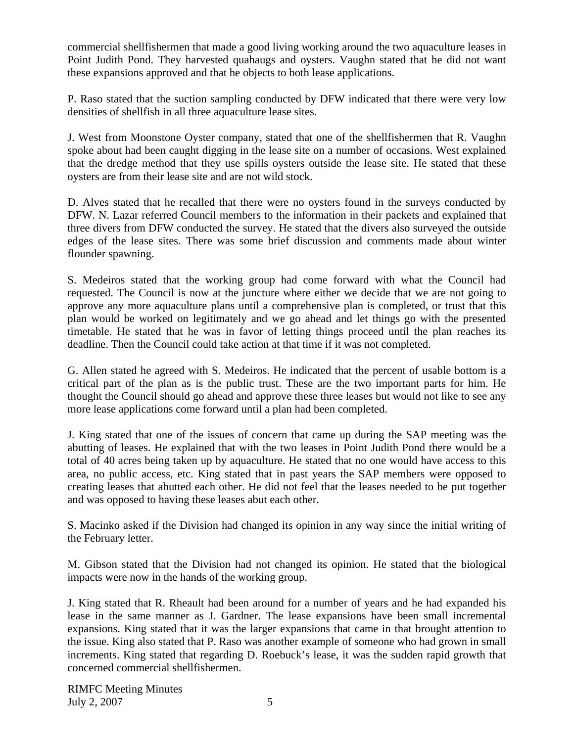commercial shellfishermen that made a good living working around the two aquaculture leases in Point Judith Pond. They harvested quahaugs and oysters. Vaughn stated that he did not want these expansions approved and that he objects to both lease applications.

P. Raso stated that the suction sampling conducted by DFW indicated that there were very low densities of shellfish in all three aquaculture lease sites.

J. West from Moonstone Oyster company, stated that one of the shellfishermen that R. Vaughn spoke about had been caught digging in the lease site on a number of occasions. West explained that the dredge method that they use spills oysters outside the lease site. He stated that these oysters are from their lease site and are not wild stock.

D. Alves stated that he recalled that there were no oysters found in the surveys conducted by DFW. N. Lazar referred Council members to the information in their packets and explained that three divers from DFW conducted the survey. He stated that the divers also surveyed the outside edges of the lease sites. There was some brief discussion and comments made about winter flounder spawning.

S. Medeiros stated that the working group had come forward with what the Council had requested. The Council is now at the juncture where either we decide that we are not going to approve any more aquaculture plans until a comprehensive plan is completed, or trust that this plan would be worked on legitimately and we go ahead and let things go with the presented timetable. He stated that he was in favor of letting things proceed until the plan reaches its deadline. Then the Council could take action at that time if it was not completed.

G. Allen stated he agreed with S. Medeiros. He indicated that the percent of usable bottom is a critical part of the plan as is the public trust. These are the two important parts for him. He thought the Council should go ahead and approve these three leases but would not like to see any more lease applications come forward until a plan had been completed.

J. King stated that one of the issues of concern that came up during the SAP meeting was the abutting of leases. He explained that with the two leases in Point Judith Pond there would be a total of 40 acres being taken up by aquaculture. He stated that no one would have access to this area, no public access, etc. King stated that in past years the SAP members were opposed to creating leases that abutted each other. He did not feel that the leases needed to be put together and was opposed to having these leases abut each other.

S. Macinko asked if the Division had changed its opinion in any way since the initial writing of the February letter.

M. Gibson stated that the Division had not changed its opinion. He stated that the biological impacts were now in the hands of the working group.

J. King stated that R. Rheault had been around for a number of years and he had expanded his lease in the same manner as J. Gardner. The lease expansions have been small incremental expansions. King stated that it was the larger expansions that came in that brought attention to the issue. King also stated that P. Raso was another example of someone who had grown in small increments. King stated that regarding D. Roebuck's lease, it was the sudden rapid growth that concerned commercial shellfishermen.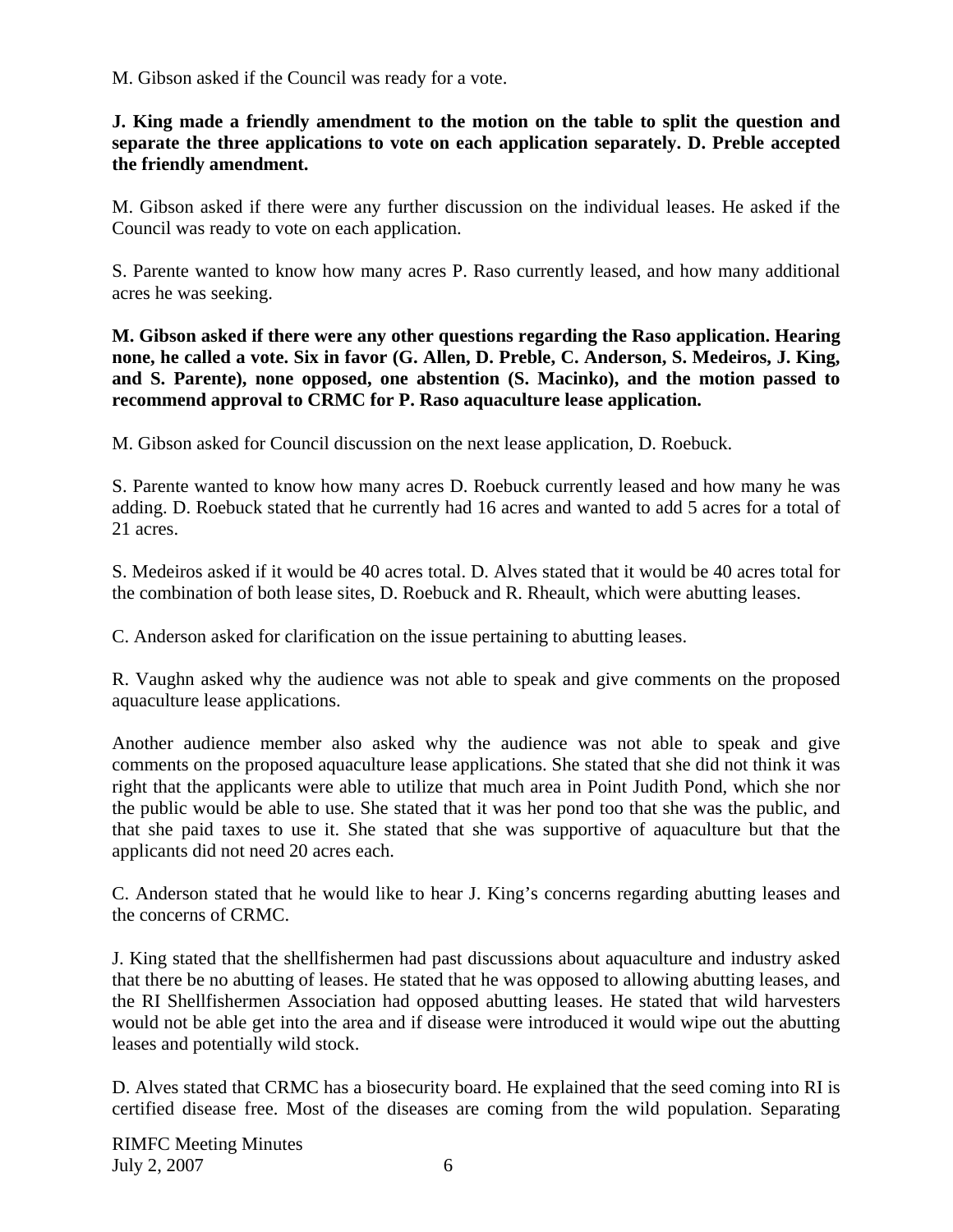M. Gibson asked if the Council was ready for a vote.

**J. King made a friendly amendment to the motion on the table to split the question and separate the three applications to vote on each application separately. D. Preble accepted the friendly amendment.**

M. Gibson asked if there were any further discussion on the individual leases. He asked if the Council was ready to vote on each application.

S. Parente wanted to know how many acres P. Raso currently leased, and how many additional acres he was seeking.

**M. Gibson asked if there were any other questions regarding the Raso application. Hearing none, he called a vote. Six in favor (G. Allen, D. Preble, C. Anderson, S. Medeiros, J. King, and S. Parente), none opposed, one abstention (S. Macinko), and the motion passed to recommend approval to CRMC for P. Raso aquaculture lease application.**

M. Gibson asked for Council discussion on the next lease application, D. Roebuck.

S. Parente wanted to know how many acres D. Roebuck currently leased and how many he was adding. D. Roebuck stated that he currently had 16 acres and wanted to add 5 acres for a total of 21 acres.

S. Medeiros asked if it would be 40 acres total. D. Alves stated that it would be 40 acres total for the combination of both lease sites, D. Roebuck and R. Rheault, which were abutting leases.

C. Anderson asked for clarification on the issue pertaining to abutting leases.

R. Vaughn asked why the audience was not able to speak and give comments on the proposed aquaculture lease applications.

Another audience member also asked why the audience was not able to speak and give comments on the proposed aquaculture lease applications. She stated that she did not think it was right that the applicants were able to utilize that much area in Point Judith Pond, which she nor the public would be able to use. She stated that it was her pond too that she was the public, and that she paid taxes to use it. She stated that she was supportive of aquaculture but that the applicants did not need 20 acres each.

C. Anderson stated that he would like to hear J. King's concerns regarding abutting leases and the concerns of CRMC.

J. King stated that the shellfishermen had past discussions about aquaculture and industry asked that there be no abutting of leases. He stated that he was opposed to allowing abutting leases, and the RI Shellfishermen Association had opposed abutting leases. He stated that wild harvesters would not be able get into the area and if disease were introduced it would wipe out the abutting leases and potentially wild stock.

D. Alves stated that CRMC has a biosecurity board. He explained that the seed coming into RI is certified disease free. Most of the diseases are coming from the wild population. Separating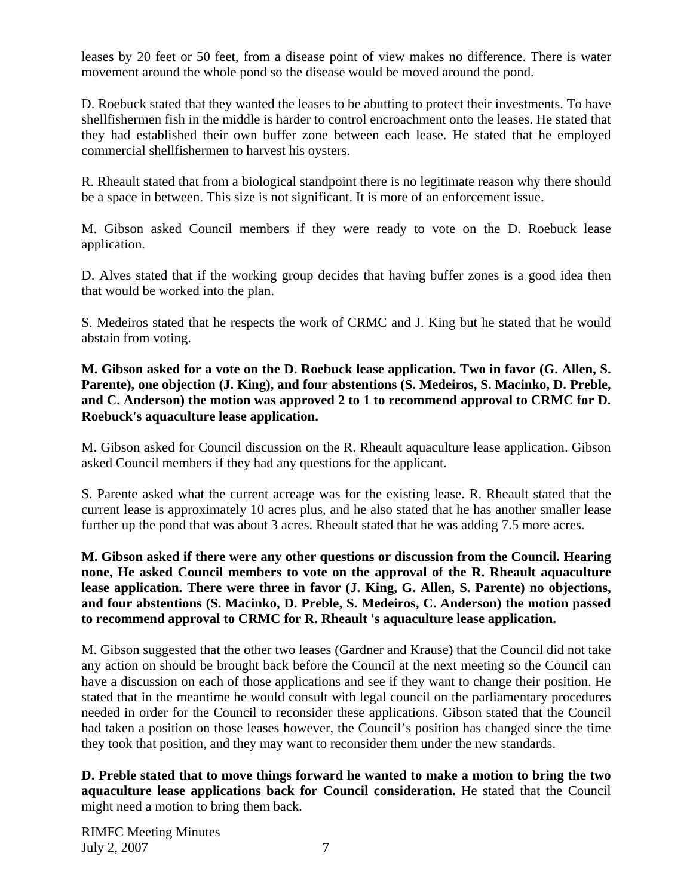leases by 20 feet or 50 feet, from a disease point of view makes no difference. There is water movement around the whole pond so the disease would be moved around the pond.

D. Roebuck stated that they wanted the leases to be abutting to protect their investments. To have shellfishermen fish in the middle is harder to control encroachment onto the leases. He stated that they had established their own buffer zone between each lease. He stated that he employed commercial shellfishermen to harvest his oysters.

R. Rheault stated that from a biological standpoint there is no legitimate reason why there should be a space in between. This size is not significant. It is more of an enforcement issue.

M. Gibson asked Council members if they were ready to vote on the D. Roebuck lease application.

D. Alves stated that if the working group decides that having buffer zones is a good idea then that would be worked into the plan.

S. Medeiros stated that he respects the work of CRMC and J. King but he stated that he would abstain from voting.

**M. Gibson asked for a vote on the D. Roebuck lease application. Two in favor (G. Allen, S. Parente), one objection (J. King), and four abstentions (S. Medeiros, S. Macinko, D. Preble, and C. Anderson) the motion was approved 2 to 1 to recommend approval to CRMC for D. Roebuck's aquaculture lease application.**

M. Gibson asked for Council discussion on the R. Rheault aquaculture lease application. Gibson asked Council members if they had any questions for the applicant.

S. Parente asked what the current acreage was for the existing lease. R. Rheault stated that the current lease is approximately 10 acres plus, and he also stated that he has another smaller lease further up the pond that was about 3 acres. Rheault stated that he was adding 7.5 more acres.

**M. Gibson asked if there were any other questions or discussion from the Council. Hearing none, He asked Council members to vote on the approval of the R. Rheault aquaculture lease application. There were three in favor (J. King, G. Allen, S. Parente) no objections, and four abstentions (S. Macinko, D. Preble, S. Medeiros, C. Anderson) the motion passed to recommend approval to CRMC for R. Rheault 's aquaculture lease application.**

M. Gibson suggested that the other two leases (Gardner and Krause) that the Council did not take any action on should be brought back before the Council at the next meeting so the Council can have a discussion on each of those applications and see if they want to change their position. He stated that in the meantime he would consult with legal council on the parliamentary procedures needed in order for the Council to reconsider these applications. Gibson stated that the Council had taken a position on those leases however, the Council's position has changed since the time they took that position, and they may want to reconsider them under the new standards.

**D. Preble stated that to move things forward he wanted to make a motion to bring the two aquaculture lease applications back for Council consideration.** He stated that the Council might need a motion to bring them back.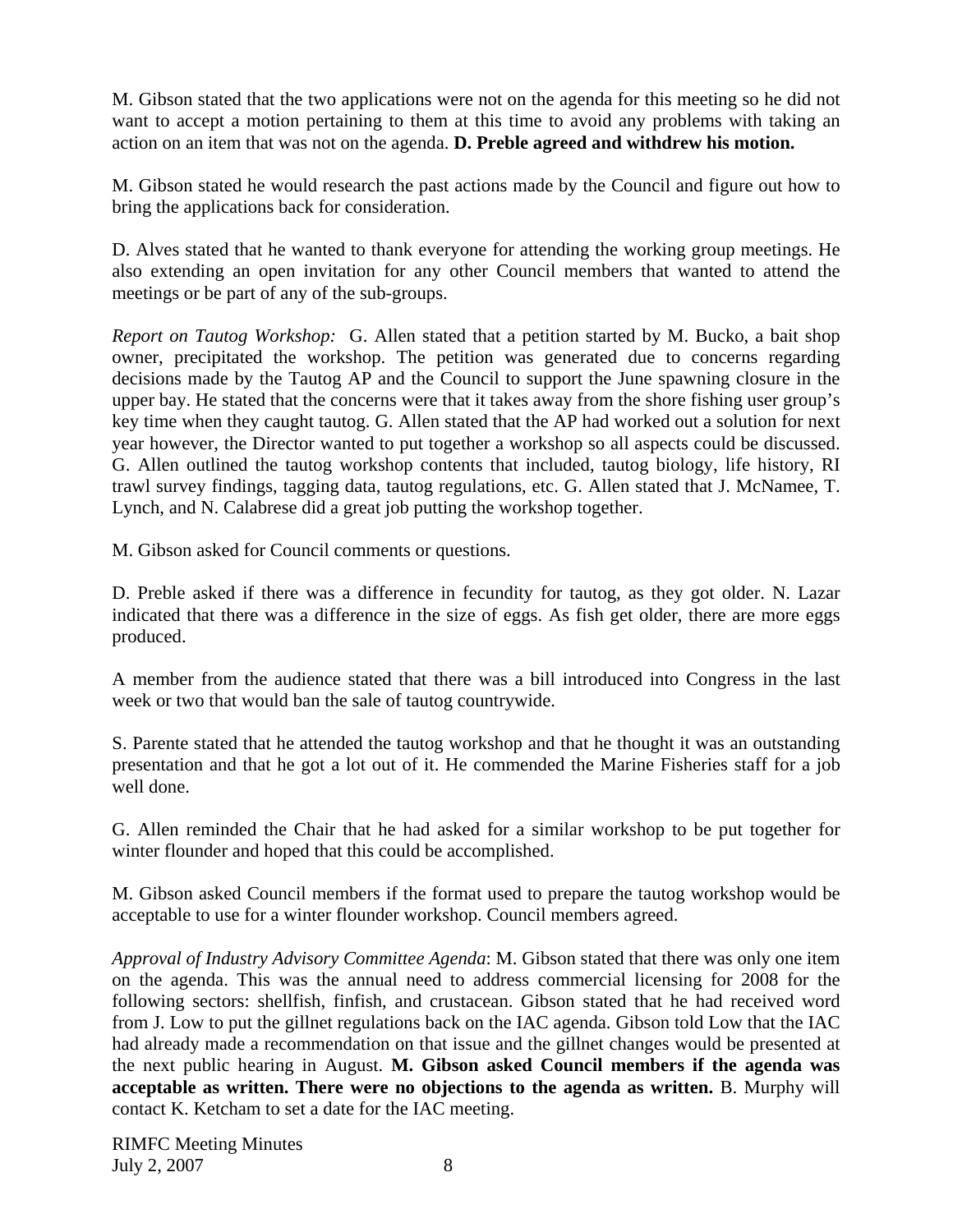M. Gibson stated that the two applications were not on the agenda for this meeting so he did not want to accept a motion pertaining to them at this time to avoid any problems with taking an action on an item that was not on the agenda. **D. Preble agreed and withdrew his motion.**

M. Gibson stated he would research the past actions made by the Council and figure out how to bring the applications back for consideration.

D. Alves stated that he wanted to thank everyone for attending the working group meetings. He also extending an open invitation for any other Council members that wanted to attend the meetings or be part of any of the sub-groups.

*Report on Tautog Workshop:* G. Allen stated that a petition started by M. Bucko, a bait shop owner, precipitated the workshop. The petition was generated due to concerns regarding decisions made by the Tautog AP and the Council to support the June spawning closure in the upper bay. He stated that the concerns were that it takes away from the shore fishing user group's key time when they caught tautog. G. Allen stated that the AP had worked out a solution for next year however, the Director wanted to put together a workshop so all aspects could be discussed. G. Allen outlined the tautog workshop contents that included, tautog biology, life history, RI trawl survey findings, tagging data, tautog regulations, etc. G. Allen stated that J. McNamee, T. Lynch, and N. Calabrese did a great job putting the workshop together.

M. Gibson asked for Council comments or questions.

D. Preble asked if there was a difference in fecundity for tautog, as they got older. N. Lazar indicated that there was a difference in the size of eggs. As fish get older, there are more eggs produced.

A member from the audience stated that there was a bill introduced into Congress in the last week or two that would ban the sale of tautog countrywide.

S. Parente stated that he attended the tautog workshop and that he thought it was an outstanding presentation and that he got a lot out of it. He commended the Marine Fisheries staff for a job well done.

G. Allen reminded the Chair that he had asked for a similar workshop to be put together for winter flounder and hoped that this could be accomplished.

M. Gibson asked Council members if the format used to prepare the tautog workshop would be acceptable to use for a winter flounder workshop. Council members agreed.

*Approval of Industry Advisory Committee Agenda*: M. Gibson stated that there was only one item on the agenda. This was the annual need to address commercial licensing for 2008 for the following sectors: shellfish, finfish, and crustacean. Gibson stated that he had received word from J. Low to put the gillnet regulations back on the IAC agenda. Gibson told Low that the IAC had already made a recommendation on that issue and the gillnet changes would be presented at the next public hearing in August. **M. Gibson asked Council members if the agenda was acceptable as written. There were no objections to the agenda as written.** B. Murphy will contact K. Ketcham to set a date for the IAC meeting.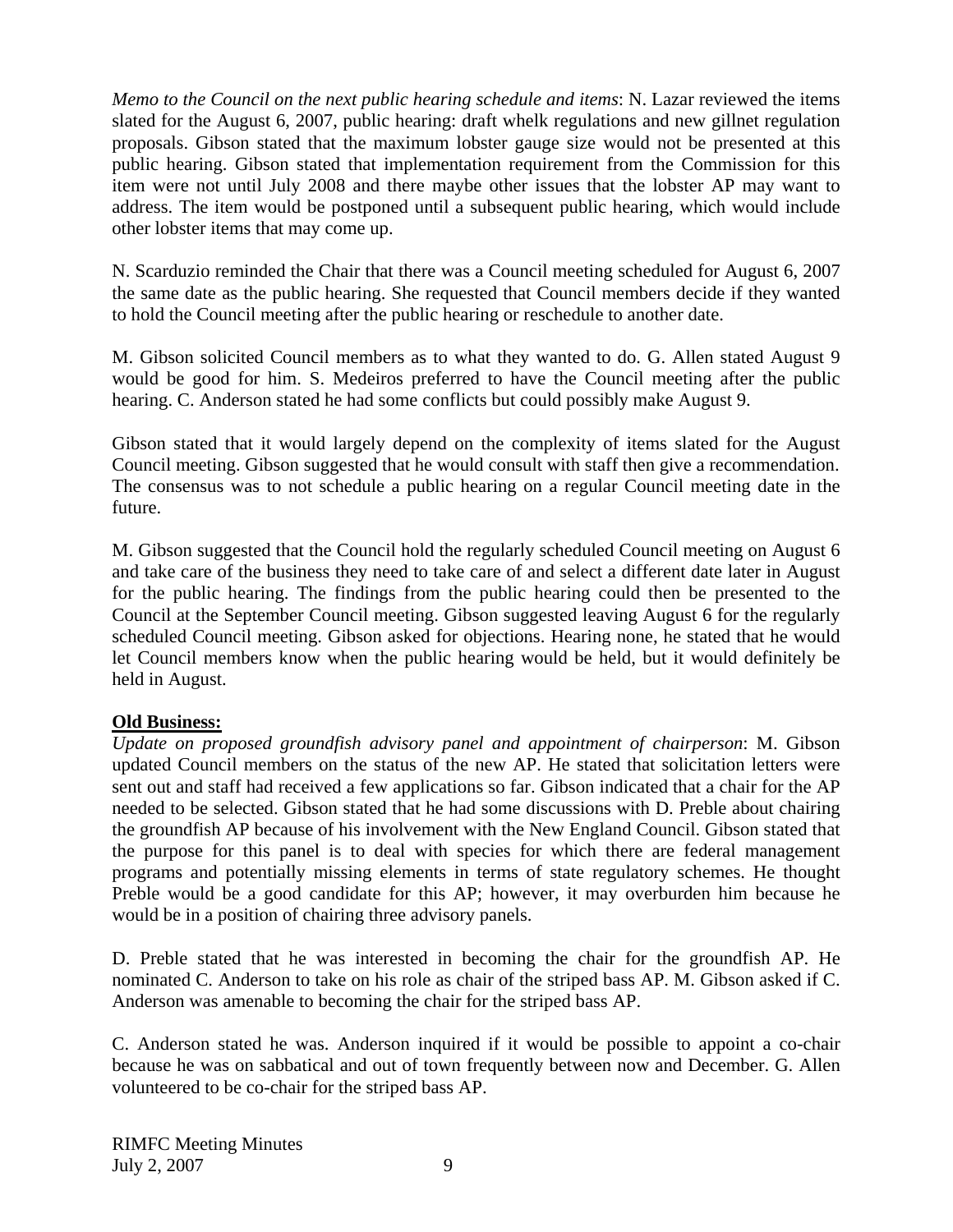*Memo to the Council on the next public hearing schedule and items*: N. Lazar reviewed the items slated for the August 6, 2007, public hearing: draft whelk regulations and new gillnet regulation proposals. Gibson stated that the maximum lobster gauge size would not be presented at this public hearing. Gibson stated that implementation requirement from the Commission for this item were not until July 2008 and there maybe other issues that the lobster AP may want to address. The item would be postponed until a subsequent public hearing, which would include other lobster items that may come up.

N. Scarduzio reminded the Chair that there was a Council meeting scheduled for August 6, 2007 the same date as the public hearing. She requested that Council members decide if they wanted to hold the Council meeting after the public hearing or reschedule to another date.

M. Gibson solicited Council members as to what they wanted to do. G. Allen stated August 9 would be good for him. S. Medeiros preferred to have the Council meeting after the public hearing. C. Anderson stated he had some conflicts but could possibly make August 9.

Gibson stated that it would largely depend on the complexity of items slated for the August Council meeting. Gibson suggested that he would consult with staff then give a recommendation. The consensus was to not schedule a public hearing on a regular Council meeting date in the future.

M. Gibson suggested that the Council hold the regularly scheduled Council meeting on August 6 and take care of the business they need to take care of and select a different date later in August for the public hearing. The findings from the public hearing could then be presented to the Council at the September Council meeting. Gibson suggested leaving August 6 for the regularly scheduled Council meeting. Gibson asked for objections. Hearing none, he stated that he would let Council members know when the public hearing would be held, but it would definitely be held in August.

**Old Business:**

*Update on proposed groundfish advisory panel and appointment of chairperson*: M. Gibson updated Council members on the status of the new AP. He stated that solicitation letters were sent out and staff had received a few applications so far. Gibson indicated that a chair for the AP needed to be selected. Gibson stated that he had some discussions with D. Preble about chairing the groundfish AP because of his involvement with the New England Council. Gibson stated that the purpose for this panel is to deal with species for which there are federal management programs and potentially missing elements in terms of state regulatory schemes. He thought Preble would be a good candidate for this AP; however, it may overburden him because he would be in a position of chairing three advisory panels.

D. Preble stated that he was interested in becoming the chair for the groundfish AP. He nominated C. Anderson to take on his role as chair of the striped bass AP. M. Gibson asked if C. Anderson was amenable to becoming the chair for the striped bass AP.

C. Anderson stated he was. Anderson inquired if it would be possible to appoint a co-chair because he was on sabbatical and out of town frequently between now and December. G. Allen volunteered to be co-chair for the striped bass AP.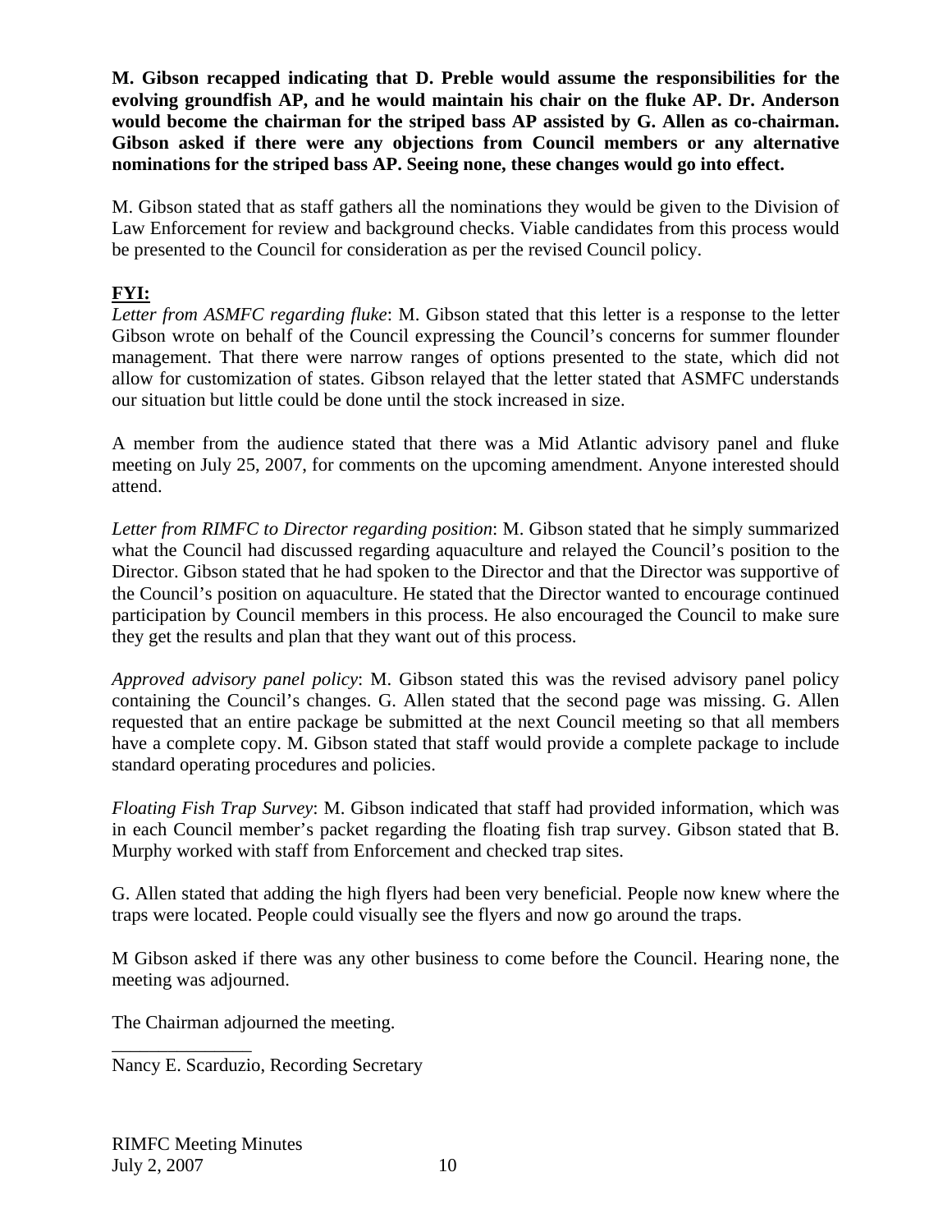**M. Gibson recapped indicating that D. Preble would assume the responsibilities for the evolving groundfish AP, and he would maintain his chair on the fluke AP. Dr. Anderson would become the chairman for the striped bass AP assisted by G. Allen as co-chairman. Gibson asked if there were any objections from Council members or any alternative nominations for the striped bass AP. Seeing none, these changes would go into effect.**

M. Gibson stated that as staff gathers all the nominations they would be given to the Division of Law Enforcement for review and background checks. Viable candidates from this process would be presented to the Council for consideration as per the revised Council policy.

## FYI:

*Letter from ASMFC regarding fluke*: M. Gibson stated that this letter is a response to the letter Gibson wrote on behalf of the Council expressing the Council's concerns for summer flounder management. That there were narrow ranges of options presented to the state, which did not allow for customization of states. Gibson relayed that the letter stated that ASMFC understands our situation but little could be done until the stock increased in size.

A member from the audience stated that there was a Mid Atlantic advisory panel and fluke meeting on July 25, 2007, for comments on the upcoming amendment. Anyone interested should attend.

*Letter from RIMFC to Director regarding position*: M. Gibson stated that he simply summarized what the Council had discussed regarding aquaculture and relayed the Council's position to the Director. Gibson stated that he had spoken to the Director and that the Director was supportive of the Council's position on aquaculture. He stated that the Director wanted to encourage continued participation by Council members in this process. He also encouraged the Council to make sure they get the results and plan that they want out of this process.

*Approved advisory panel policy*: M. Gibson stated this was the revised advisory panel policy containing the Council's changes. G. Allen stated that the second page was missing. G. Allen requested that an entire package be submitted at the next Council meeting so that all members have a complete copy. M. Gibson stated that staff would provide a complete package to include standard operating procedures and policies.

*Floating Fish Trap Survey*: M. Gibson indicated that staff had provided information, which was in each Council member's packet regarding the floating fish trap survey. Gibson stated that B. Murphy worked with staff from Enforcement and checked trap sites.

G. Allen stated that adding the high flyers had been very beneficial. People now knew where the traps were located. People could visually see the flyers and now go around the traps.

M Gibson asked if there was any other business to come before the Council. Hearing none, the meeting was adjourned.

The Chairman adjourned the meeting.

\_\_\_\_\_\_\_\_\_\_\_\_\_\_\_
Nancy E. Scarduzio, Recording Secretary